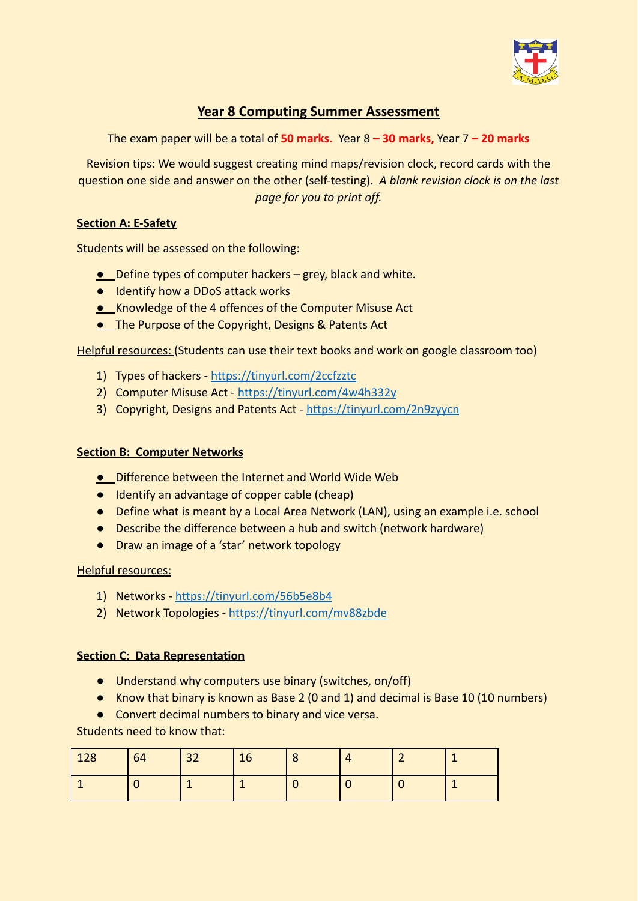# Year 8 Computing Summer Assessment

The exam paper will be a total of **50 marks.** Year 8 **– 30 marks,** Year 7 **– 20 marks**

Revision tips: We would suggest creating mind maps/revision clock, record cards with the question one side and answer on the other (self-testing). *A blank revision clock is on the last page for you to print off.*

## Section A: E-Safety

Students will be assessed on the following:

- Define types of computer hackers – grey, black and white.
- Identify how a DDoS attack works
- Knowledge of the 4 offences of the Computer Misuse Act
- The Purpose of the Copyright, Designs & Patents Act

Helpful resources: (Students can use their text books and work on google classroom too)

1) Types of hackers - https://tinyurl.com/2ccfzztc
2) Computer Misuse Act - https://tinyurl.com/4w4h332y
3) Copyright, Designs and Patents Act - https://tinyurl.com/2n9zyycn

## Section B: Computer Networks

- Difference between the Internet and World Wide Web
- Identify an advantage of copper cable (cheap)
- Define what is meant by a Local Area Network (LAN), using an example i.e. school
- Describe the difference between a hub and switch (network hardware)
- Draw an image of a 'star' network topology

Helpful resources:

1) Networks - https://tinyurl.com/56b5e8b4
2) Network Topologies - https://tinyurl.com/mv88zbde

## Section C: Data Representation

- Understand why computers use binary (switches, on/off)
- Know that binary is known as Base 2 (0 and 1) and decimal is Base 10 (10 numbers)
- Convert decimal numbers to binary and vice versa.

Students need to know that:

| 128 | 64 | 32 | 16 | 8 | 4 | 2 | 1 |
|---|---|---|---|---|---|---|---|
| 1 | 0 | 1 | 1 | 0 | 0 | 0 | 1 |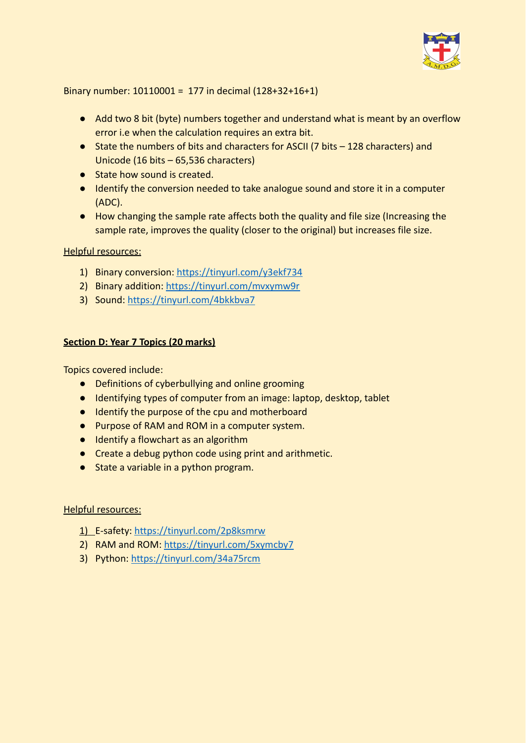Binary number: 10110001 = 177 in decimal (128+32+16+1)

- Add two 8 bit (byte) numbers together and understand what is meant by an overflow error i.e when the calculation requires an extra bit.
- State the numbers of bits and characters for ASCII (7 bits – 128 characters) and Unicode (16 bits – 65,536 characters)
- State how sound is created.
- Identify the conversion needed to take analogue sound and store it in a computer (ADC).
- How changing the sample rate affects both the quality and file size (Increasing the sample rate, improves the quality (closer to the original) but increases file size.

<u>Helpful resources:</u>

1) Binary conversion: https://tinyurl.com/y3ekf734
2) Binary addition: https://tinyurl.com/mvxymw9r
3) Sound: https://tinyurl.com/4bkkbva7

**<u>Section D: Year 7 Topics (20 marks)</u>**

Topics covered include:

- Definitions of cyberbullying and online grooming
- Identifying types of computer from an image: laptop, desktop, tablet
- Identify the purpose of the cpu and motherboard
- Purpose of RAM and ROM in a computer system.
- Identify a flowchart as an algorithm
- Create a debug python code using print and arithmetic.
- State a variable in a python program.

<u>Helpful resources:</u>

1) E-safety: https://tinyurl.com/2p8ksmrw
2) RAM and ROM: https://tinyurl.com/5xymcby7
3) Python: https://tinyurl.com/34a75rcm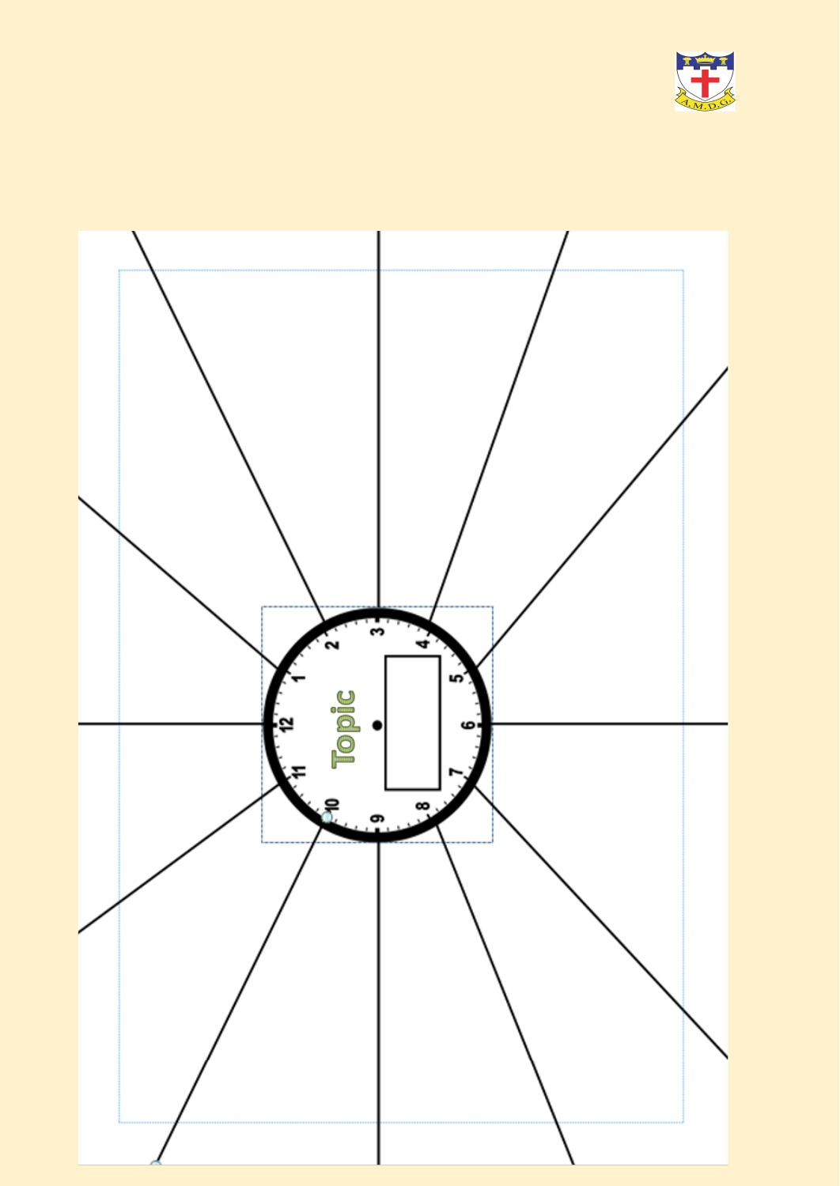Topic

12

1

2

3

4

5

6

7

8

9

10

11